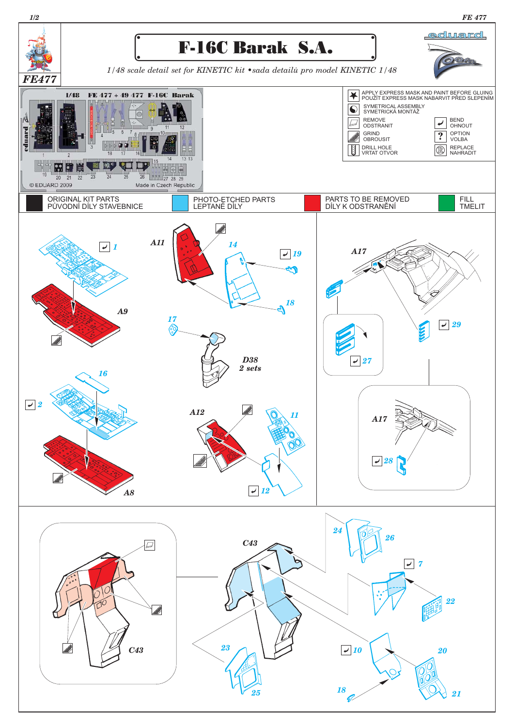# F-16C Barak S.A.

FE477

*1/48 scale detail set for KINETIC kit • sada detailů pro model KINETIC 1/48*

1/48 FE 477 + 49 477 F-16C Barak

© EDUARD 2009 Made in Czech Republic

| | | | |
|---|---|---|---|
| APPLY EXPRESS MASK AND PAINT BEFORE GLUING / POUŽIT EXPRESS MASK NABARVIT PŘED SLEPENÍM | | | |
| SYMETRICAL ASSEMBLY / SYMETRICKÁ MONTÁŽ | | | |
| REMOVE / ODSTRANIT | | BEND / OHNOUT | |
| GRIND / OBROUSIT | | OPTION / VOLBA | |
| DRILL HOLE / VRTAT OTVOR | | REPLACE / NAHRADIT | |

| | | | |
|---|---|---|---|
| ORIGINAL KIT PARTS / PŮVODNÍ DÍLY STAVEBNICE | PHOTO-ETCHED PARTS / LEPTANÉ DÍLY | PARTS TO BE REMOVED / DÍLY K ODSTRANĚNÍ | FILL / TMELIT |

1, A9, 2, 16, A8, A11, 14, 19, 18, 17, D38 2 sets, A12, 11, 12, A17, 27, 29, 28

C43, 24, 26, 7, 22, 23, 25, 10, 20, 18, 21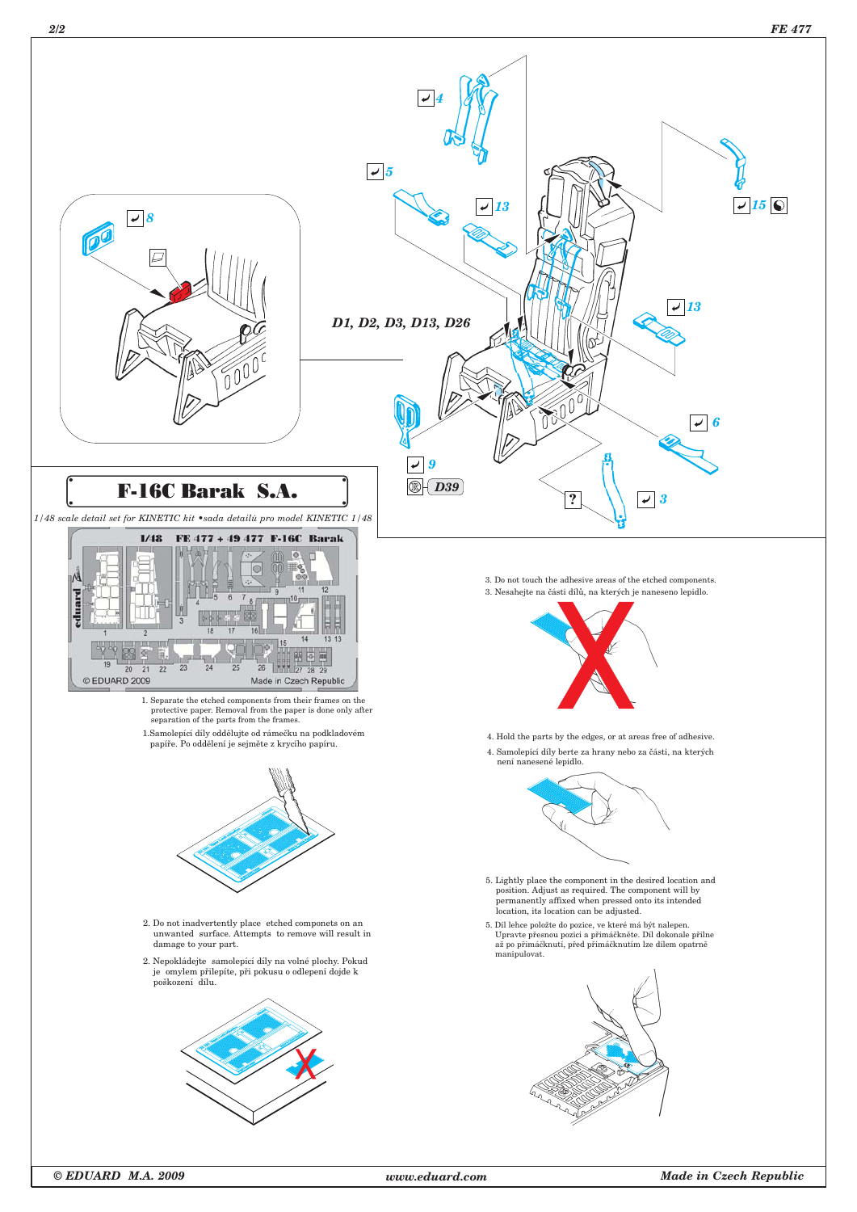4

5

13

15

8

13

D1, D2, D3, D13, D26

6

9

D39

?

3

# F-16C Barak S.A.

*1/48 scale detail set for KINETIC kit •sada detailů pro model KINETIC 1/48*

1/48 FE 477 + 49 477 F-16C Barak

© EDUARD 2009 Made in Czech Republic

1. Separate the etched components from their frames on the protective paper. Removal from the paper is done only after separation of the parts from the frames.

1.Samolepící díly oddělujte od rámečku na podkladovém papíře. Po oddělení je sejměte z krycího papíru.

2. Do not inadvertently place etched componets on an unwanted surface. Attempts to remove will result in damage to your part.

2. Nepokládejte samolepící díly na volné plochy. Pokud je omylem přilepíte, při pokusu o odlepení dojde k poškození dílu.

3. Do not touch the adhesive areas of the etched components.

3. Nesahejte na části dílů, na kterých je naneseno lepidlo.

4. Hold the parts by the edges, or at areas free of adhesive.

4. Samolepící díly berte za hrany nebo za části, na kterých není nanesené lepidlo.

5. Lightly place the component in the desired location and position. Adjust as required. The component will by permanently affixed when pressed onto its intended location, its location can be adjusted.

5. Díl lehce položte do pozice, ve které má být nalepen. Upravte přesnou pozici a přimáčkněte. Díl dokonale přilne až po přimáčknutí, před přimáčknutím lze dílem opatrně manipulovat.

© EDUARD M.A. 2009 www.eduard.com Made in Czech Republic